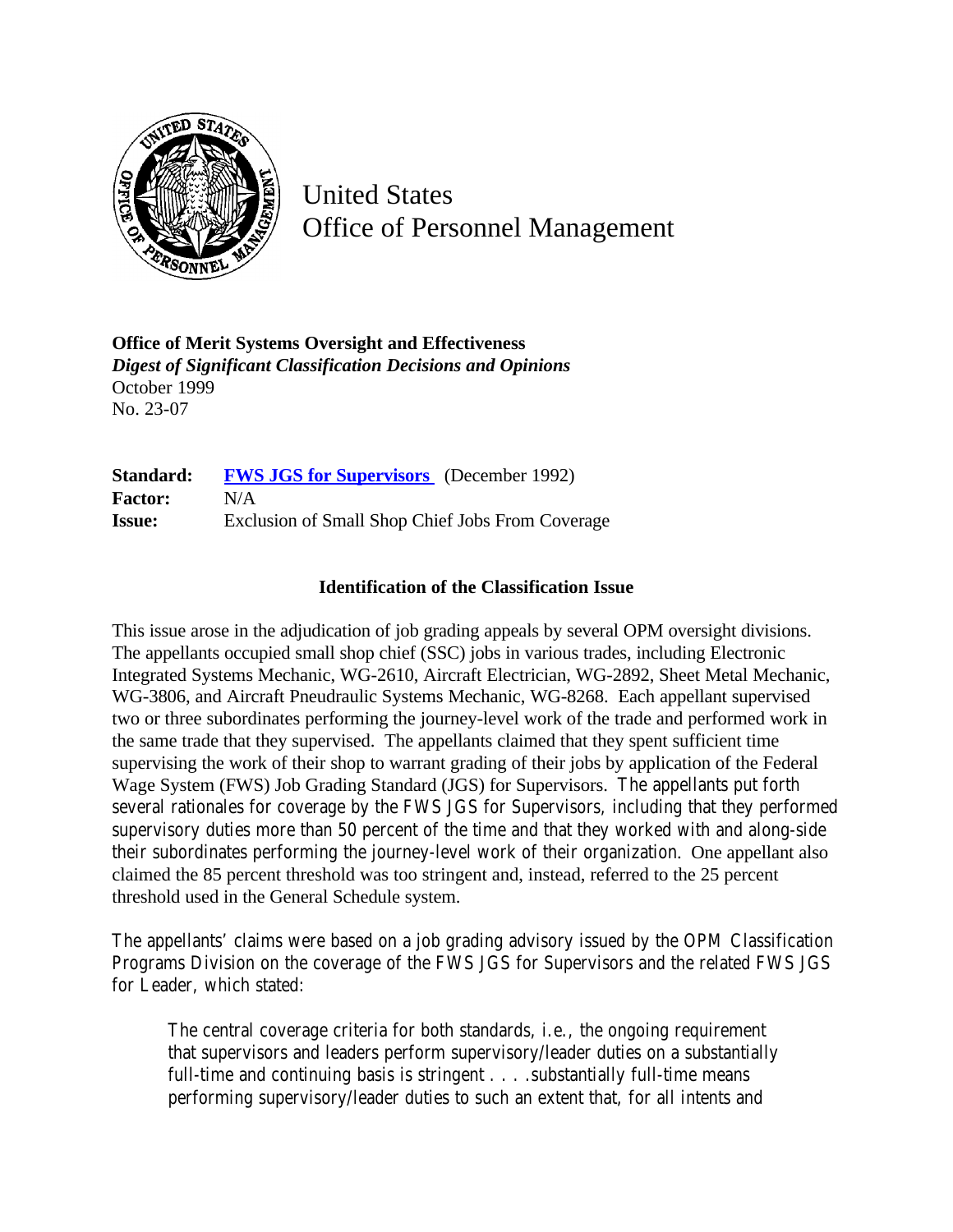United States
Office of Personnel Management

**Office of Merit Systems Oversight and Effectiveness**
*Digest of Significant Classification Decisions and Opinions*
October 1999
No. 23-07

**Standard:** [FWS JGS for Supervisors](#) (December 1992)
**Factor:** N/A
**Issue:** Exclusion of Small Shop Chief Jobs From Coverage

### Identification of the Classification Issue

This issue arose in the adjudication of job grading appeals by several OPM oversight divisions. The appellants occupied small shop chief (SSC) jobs in various trades, including Electronic Integrated Systems Mechanic, WG-2610, Aircraft Electrician, WG-2892, Sheet Metal Mechanic, WG-3806, and Aircraft Pneudraulic Systems Mechanic, WG-8268. Each appellant supervised two or three subordinates performing the journey-level work of the trade and performed work in the same trade that they supervised. The appellants claimed that they spent sufficient time supervising the work of their shop to warrant grading of their jobs by application of the Federal Wage System (FWS) Job Grading Standard (JGS) for Supervisors. The appellants put forth several rationales for coverage by the FWS JGS for Supervisors, including that they performed supervisory duties more than 50 percent of the time and that they worked with and along-side their subordinates performing the journey-level work of their organization. One appellant also claimed the 85 percent threshold was too stringent and, instead, referred to the 25 percent threshold used in the General Schedule system.

The appellants' claims were based on a job grading advisory issued by the OPM Classification Programs Division on the coverage of the FWS JGS for Supervisors and the related FWS JGS for Leader, which stated:

> The central coverage criteria for both standards, i.e., the ongoing requirement that supervisors and leaders perform supervisory/leader duties on a substantially full-time and continuing basis is stringent . . . .substantially full-time means performing supervisory/leader duties to such an extent that, for all intents and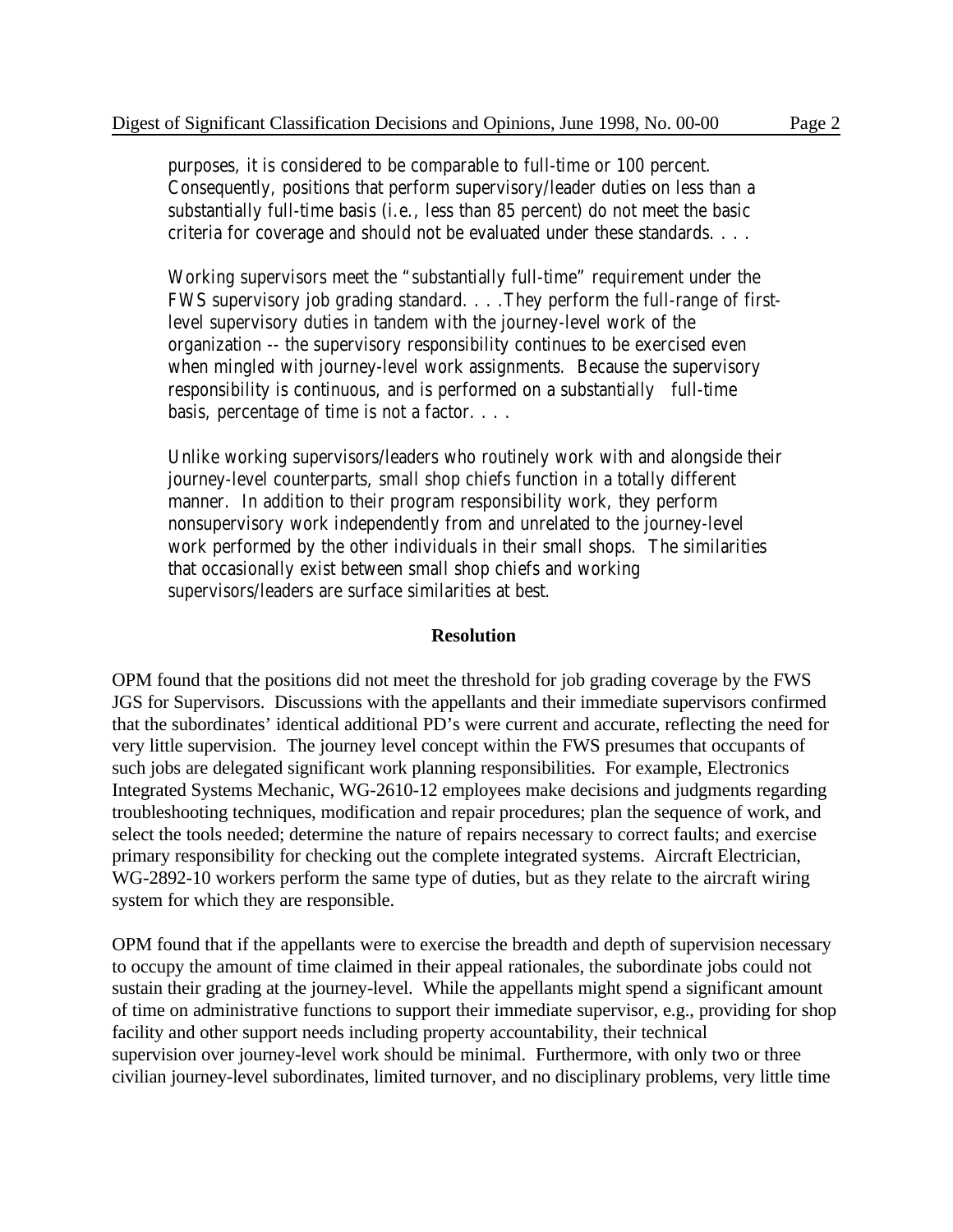> purposes, it is considered to be comparable to full-time or 100 percent. Consequently, positions that perform supervisory/leader duties on less than a substantially full-time basis (i.e., less than 85 percent) do not meet the basic criteria for coverage and should not be evaluated under these standards. . . .
>
> Working supervisors meet the "substantially full-time" requirement under the FWS supervisory job grading standard. . . .They perform the full-range of first-level supervisory duties in tandem with the journey-level work of the organization -- the supervisory responsibility continues to be exercised even when mingled with journey-level work assignments. Because the supervisory responsibility is continuous, and is performed on a substantially full-time basis, percentage of time is not a factor. . . .
>
> Unlike working supervisors/leaders who routinely work with and alongside their journey-level counterparts, small shop chiefs function in a totally different manner. In addition to their program responsibility work, they perform nonsupervisory work independently from and unrelated to the journey-level work performed by the other individuals in their small shops. The similarities that occasionally exist between small shop chiefs and working supervisors/leaders are surface similarities at best.

**Resolution**

OPM found that the positions did not meet the threshold for job grading coverage by the FWS JGS for Supervisors. Discussions with the appellants and their immediate supervisors confirmed that the subordinates' identical additional PD's were current and accurate, reflecting the need for very little supervision. The journey level concept within the FWS presumes that occupants of such jobs are delegated significant work planning responsibilities. For example, Electronics Integrated Systems Mechanic, WG-2610-12 employees make decisions and judgments regarding troubleshooting techniques, modification and repair procedures; plan the sequence of work, and select the tools needed; determine the nature of repairs necessary to correct faults; and exercise primary responsibility for checking out the complete integrated systems. Aircraft Electrician, WG-2892-10 workers perform the same type of duties, but as they relate to the aircraft wiring system for which they are responsible.

OPM found that if the appellants were to exercise the breadth and depth of supervision necessary to occupy the amount of time claimed in their appeal rationales, the subordinate jobs could not sustain their grading at the journey-level. While the appellants might spend a significant amount of time on administrative functions to support their immediate supervisor, e.g., providing for shop facility and other support needs including property accountability, their technical supervision over journey-level work should be minimal. Furthermore, with only two or three civilian journey-level subordinates, limited turnover, and no disciplinary problems, very little time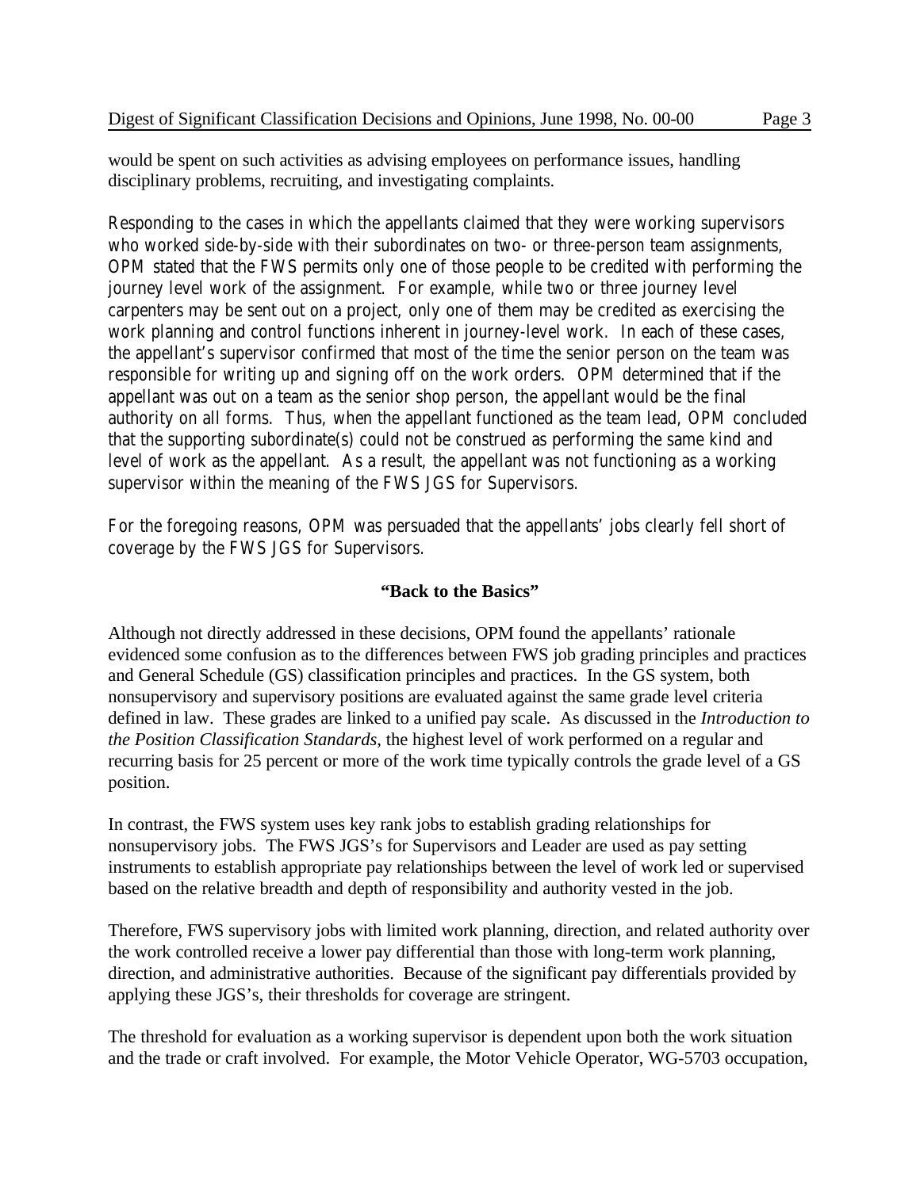would be spent on such activities as advising employees on performance issues, handling disciplinary problems, recruiting, and investigating complaints.

Responding to the cases in which the appellants claimed that they were working supervisors who worked side-by-side with their subordinates on two- or three-person team assignments, OPM stated that the FWS permits only one of those people to be credited with performing the journey level work of the assignment. For example, while two or three journey level carpenters may be sent out on a project, only one of them may be credited as exercising the work planning and control functions inherent in journey-level work. In each of these cases, the appellant's supervisor confirmed that most of the time the senior person on the team was responsible for writing up and signing off on the work orders. OPM determined that if the appellant was out on a team as the senior shop person, the appellant would be the final authority on all forms. Thus, when the appellant functioned as the team lead, OPM concluded that the supporting subordinate(s) could not be construed as performing the same kind and level of work as the appellant. As a result, the appellant was not functioning as a working supervisor within the meaning of the FWS JGS for Supervisors.

For the foregoing reasons, OPM was persuaded that the appellants' jobs clearly fell short of coverage by the FWS JGS for Supervisors.

**"Back to the Basics"**

Although not directly addressed in these decisions, OPM found the appellants' rationale evidenced some confusion as to the differences between FWS job grading principles and practices and General Schedule (GS) classification principles and practices. In the GS system, both nonsupervisory and supervisory positions are evaluated against the same grade level criteria defined in law. These grades are linked to a unified pay scale. As discussed in the *Introduction to the Position Classification Standards*, the highest level of work performed on a regular and recurring basis for 25 percent or more of the work time typically controls the grade level of a GS position.

In contrast, the FWS system uses key rank jobs to establish grading relationships for nonsupervisory jobs. The FWS JGS's for Supervisors and Leader are used as pay setting instruments to establish appropriate pay relationships between the level of work led or supervised based on the relative breadth and depth of responsibility and authority vested in the job.

Therefore, FWS supervisory jobs with limited work planning, direction, and related authority over the work controlled receive a lower pay differential than those with long-term work planning, direction, and administrative authorities. Because of the significant pay differentials provided by applying these JGS's, their thresholds for coverage are stringent.

The threshold for evaluation as a working supervisor is dependent upon both the work situation and the trade or craft involved. For example, the Motor Vehicle Operator, WG-5703 occupation,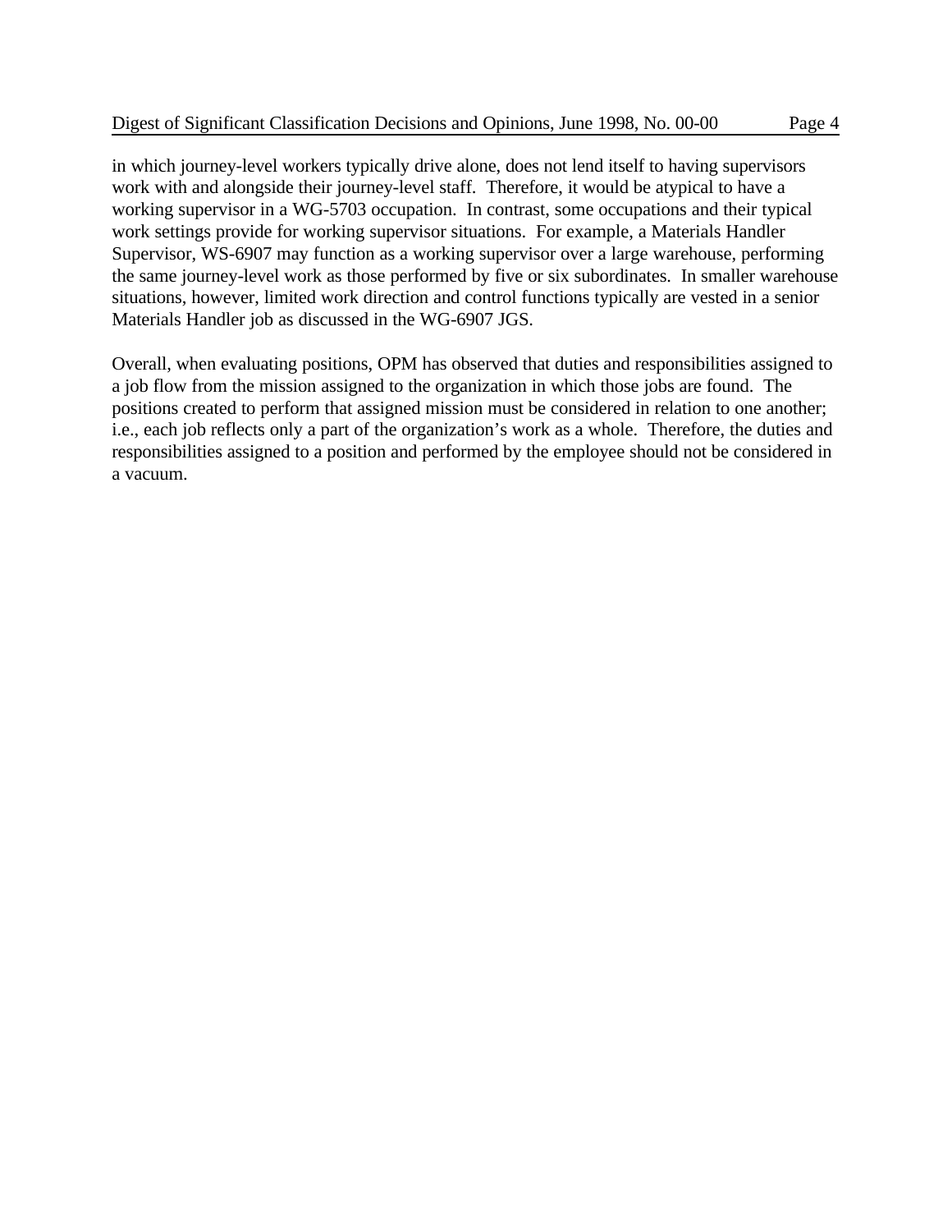in which journey-level workers typically drive alone, does not lend itself to having supervisors work with and alongside their journey-level staff. Therefore, it would be atypical to have a working supervisor in a WG-5703 occupation. In contrast, some occupations and their typical work settings provide for working supervisor situations. For example, a Materials Handler Supervisor, WS-6907 may function as a working supervisor over a large warehouse, performing the same journey-level work as those performed by five or six subordinates. In smaller warehouse situations, however, limited work direction and control functions typically are vested in a senior Materials Handler job as discussed in the WG-6907 JGS.

Overall, when evaluating positions, OPM has observed that duties and responsibilities assigned to a job flow from the mission assigned to the organization in which those jobs are found. The positions created to perform that assigned mission must be considered in relation to one another; i.e., each job reflects only a part of the organization's work as a whole. Therefore, the duties and responsibilities assigned to a position and performed by the employee should not be considered in a vacuum.